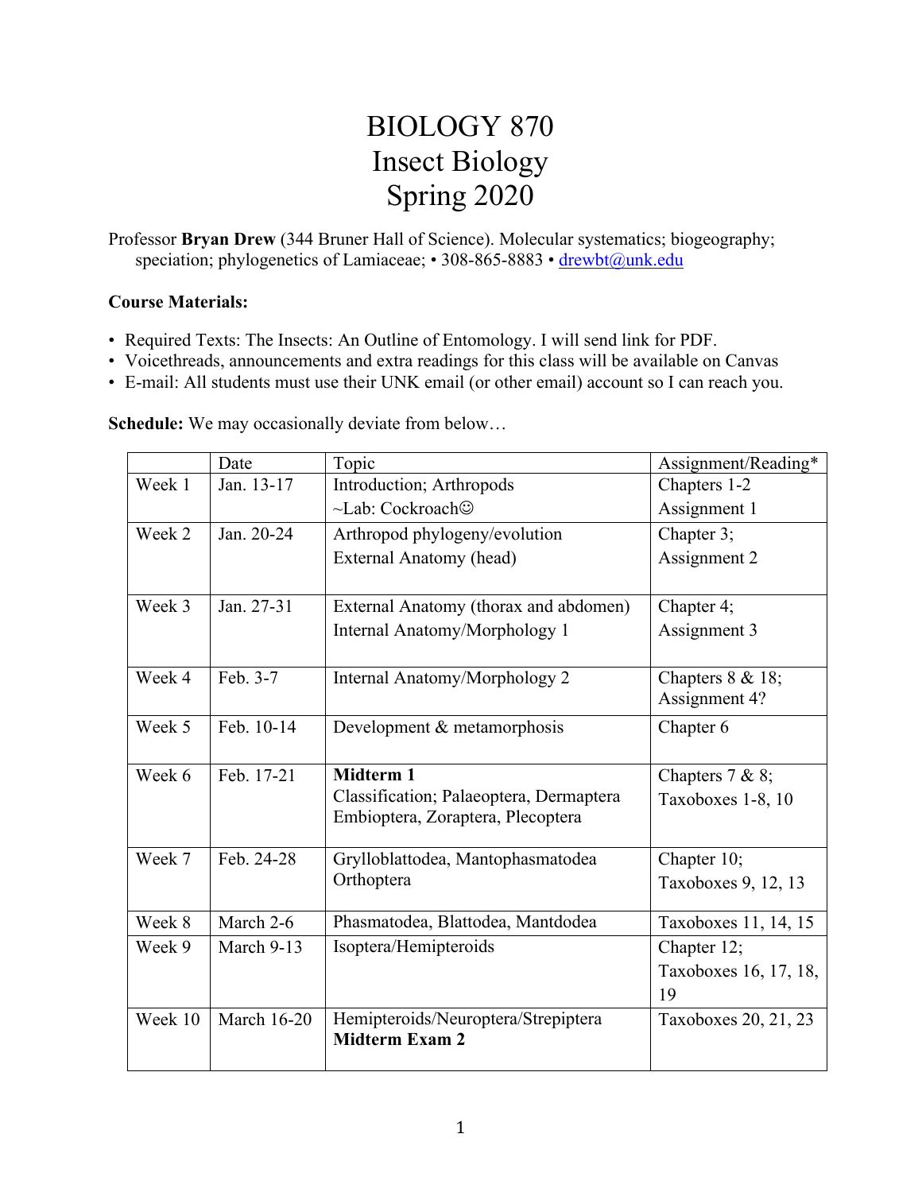# BIOLOGY 870
# Insect Biology
# Spring 2020

Professor **Bryan Drew** (344 Bruner Hall of Science). Molecular systematics; biogeography; speciation; phylogenetics of Lamiaceae; • 308-865-8883 • drewbt@unk.edu

**Course Materials:**

- Required Texts: The Insects: An Outline of Entomology. I will send link for PDF.
- Voicethreads, announcements and extra readings for this class will be available on Canvas
- E-mail: All students must use their UNK email (or other email) account so I can reach you.

**Schedule:** We may occasionally deviate from below…

| | Date | Topic | Assignment/Reading* |
|---|---|---|---|
| Week 1 | Jan. 13-17 | Introduction; Arthropods<br>~Lab: Cockroach☺ | Chapters 1-2<br>Assignment 1 |
| Week 2 | Jan. 20-24 | Arthropod phylogeny/evolution<br>External Anatomy (head) | Chapter 3;<br>Assignment 2 |
| Week 3 | Jan. 27-31 | External Anatomy (thorax and abdomen)<br>Internal Anatomy/Morphology 1 | Chapter 4;<br>Assignment 3 |
| Week 4 | Feb. 3-7 | Internal Anatomy/Morphology 2 | Chapters 8 & 18;<br>Assignment 4? |
| Week 5 | Feb. 10-14 | Development & metamorphosis | Chapter 6 |
| Week 6 | Feb. 17-21 | **Midterm 1**<br>Classification; Palaeoptera, Dermaptera<br>Embioptera, Zoraptera, Plecoptera | Chapters 7 & 8;<br>Taxoboxes 1-8, 10 |
| Week 7 | Feb. 24-28 | Grylloblattodea, Mantophasmatodea<br>Orthoptera | Chapter 10;<br>Taxoboxes 9, 12, 13 |
| Week 8 | March 2-6 | Phasmatodea, Blattodea, Mantdodea | Taxoboxes 11, 14, 15 |
| Week 9 | March 9-13 | Isoptera/Hemipteroids | Chapter 12;<br>Taxoboxes 16, 17, 18, 19 |
| Week 10 | March 16-20 | Hemipteroids/Neuroptera/Strepiptera<br>**Midterm Exam 2** | Taxoboxes 20, 21, 23 |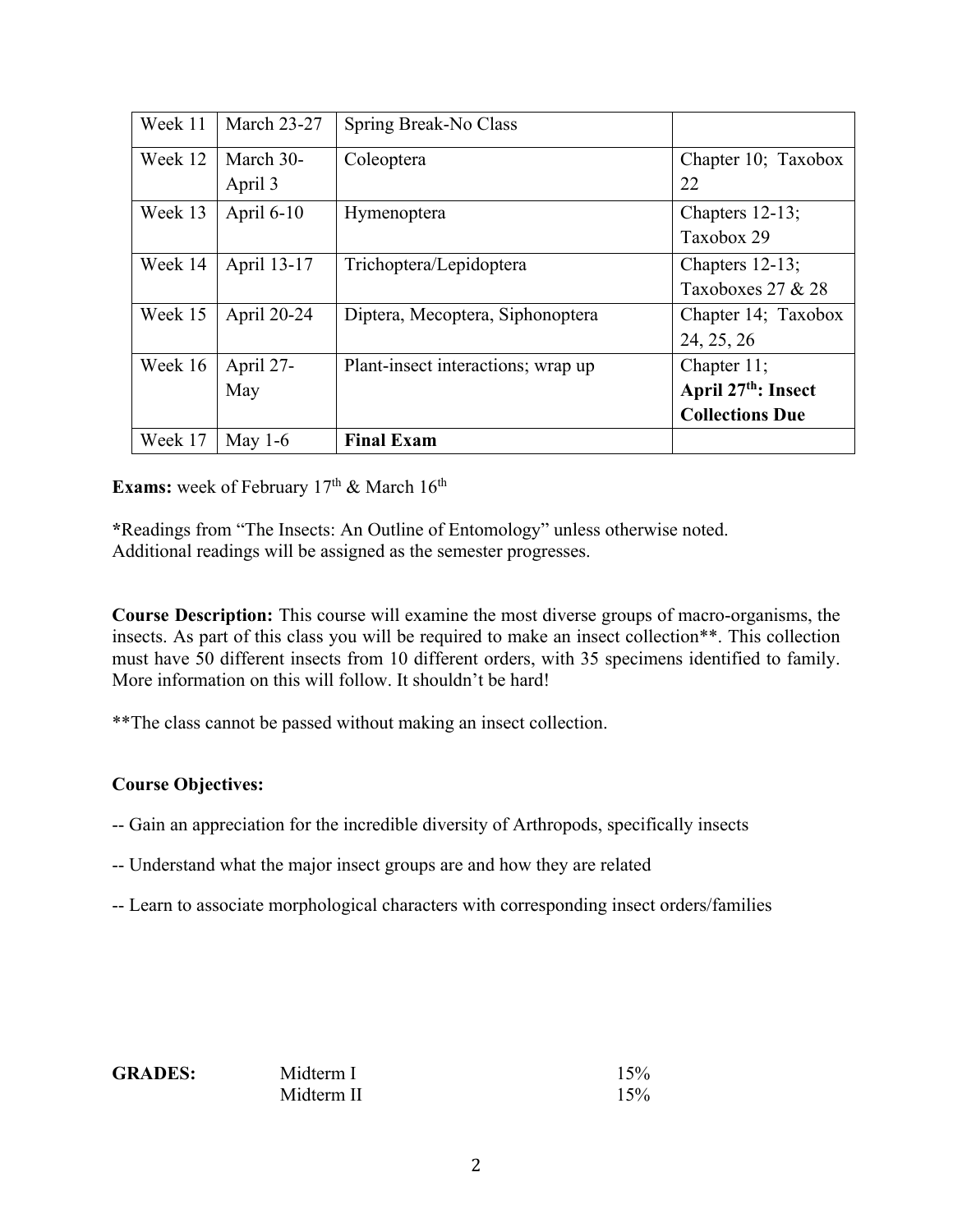| Week 11 | March 23-27 | Spring Break-No Class | |
|---|---|---|---|
| Week 12 | March 30-April 3 | Coleoptera | Chapter 10; Taxobox 22 |
| Week 13 | April 6-10 | Hymenoptera | Chapters 12-13; Taxobox 29 |
| Week 14 | April 13-17 | Trichoptera/Lepidoptera | Chapters 12-13; Taxoboxes 27 & 28 |
| Week 15 | April 20-24 | Diptera, Mecoptera, Siphonoptera | Chapter 14; Taxobox 24, 25, 26 |
| Week 16 | April 27-May | Plant-insect interactions; wrap up | Chapter 11; **April 27th: Insect Collections Due** |
| Week 17 | May 1-6 | **Final Exam** | |

**Exams:** week of February 17th & March 16th

***Readings from "The Insects: An Outline of Entomology" unless otherwise noted.
Additional readings will be assigned as the semester progresses.

**Course Description:** This course will examine the most diverse groups of macro-organisms, the insects. As part of this class you will be required to make an insect collection**. This collection must have 50 different insects from 10 different orders, with 35 specimens identified to family. More information on this will follow. It shouldn't be hard!

**The class cannot be passed without making an insect collection.

**Course Objectives:**

-- Gain an appreciation for the incredible diversity of Arthropods, specifically insects

-- Understand what the major insect groups are and how they are related

-- Learn to associate morphological characters with corresponding insect orders/families

| **GRADES:** | Midterm I | 15% |
|---|---|---|
| | Midterm II | 15% |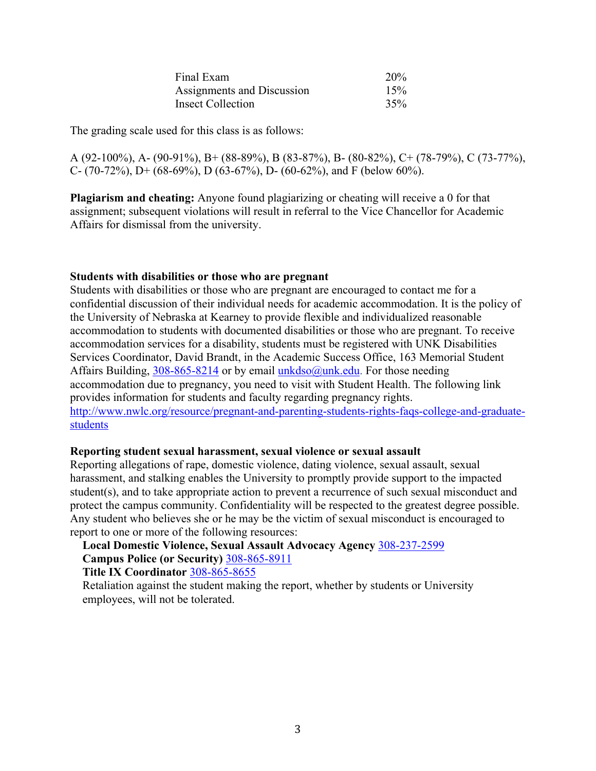| | |
|---|---|
| Final Exam | 20% |
| Assignments and Discussion | 15% |
| Insect Collection | 35% |

The grading scale used for this class is as follows:

A (92-100%), A- (90-91%), B+ (88-89%), B (83-87%), B- (80-82%), C+ (78-79%), C (73-77%), C- (70-72%), D+ (68-69%), D (63-67%), D- (60-62%), and F (below 60%).

**Plagiarism and cheating:** Anyone found plagiarizing or cheating will receive a 0 for that assignment; subsequent violations will result in referral to the Vice Chancellor for Academic Affairs for dismissal from the university.

**Students with disabilities or those who are pregnant**

Students with disabilities or those who are pregnant are encouraged to contact me for a confidential discussion of their individual needs for academic accommodation. It is the policy of the University of Nebraska at Kearney to provide flexible and individualized reasonable accommodation to students with documented disabilities or those who are pregnant. To receive accommodation services for a disability, students must be registered with UNK Disabilities Services Coordinator, David Brandt, in the Academic Success Office, 163 Memorial Student Affairs Building, 308-865-8214 or by email unkdso@unk.edu. For those needing accommodation due to pregnancy, you need to visit with Student Health. The following link provides information for students and faculty regarding pregnancy rights. http://www.nwlc.org/resource/pregnant-and-parenting-students-rights-faqs-college-and-graduate-students

**Reporting student sexual harassment, sexual violence or sexual assault**

Reporting allegations of rape, domestic violence, dating violence, sexual assault, sexual harassment, and stalking enables the University to promptly provide support to the impacted student(s), and to take appropriate action to prevent a recurrence of such sexual misconduct and protect the campus community. Confidentiality will be respected to the greatest degree possible. Any student who believes she or he may be the victim of sexual misconduct is encouraged to report to one or more of the following resources:

**Local Domestic Violence, Sexual Assault Advocacy Agency** 308-237-2599
**Campus Police (or Security)** 308-865-8911
**Title IX Coordinator** 308-865-8655

Retaliation against the student making the report, whether by students or University employees, will not be tolerated.